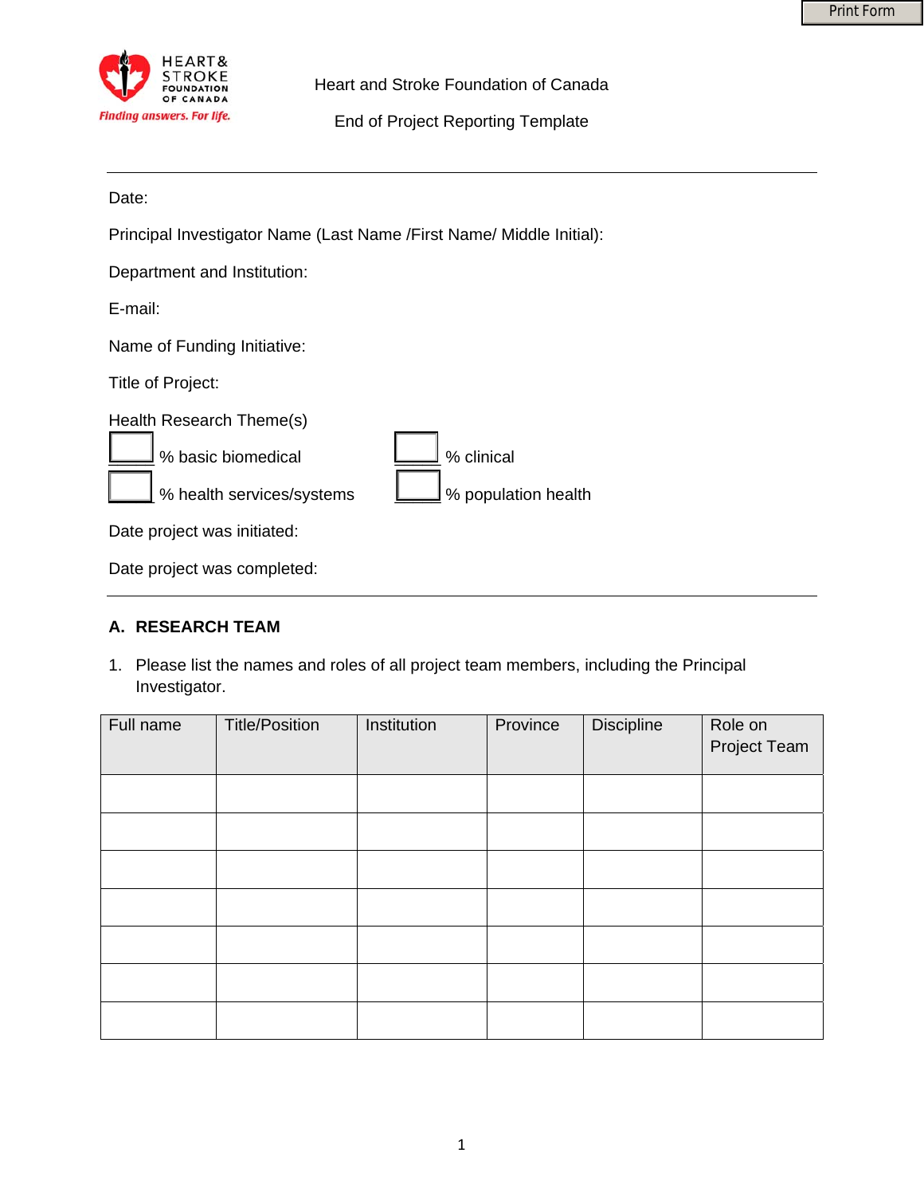HEART & STROKE FOUNDATION OF CANADA

*Finding answers. For life.*

Heart and Stroke Foundation of Canada

End of Project Reporting Template

---

Date:

Principal Investigator Name (Last Name /First Name/ Middle Initial):

Department and Institution:

E-mail:

Name of Funding Initiative:

Title of Project:

Health Research Theme(s)

☐ % basic biomedical ☐ % clinical

☐ % health services/systems ☐ % population health

Date project was initiated:

Date project was completed:

---

## A. RESEARCH TEAM

1. Please list the names and roles of all project team members, including the Principal Investigator.

| Full name | Title/Position | Institution | Province | Discipline | Role on Project Team |
|---|---|---|---|---|---|
| | | | | | |
| | | | | | |
| | | | | | |
| | | | | | |
| | | | | | |
| | | | | | |
| | | | | | |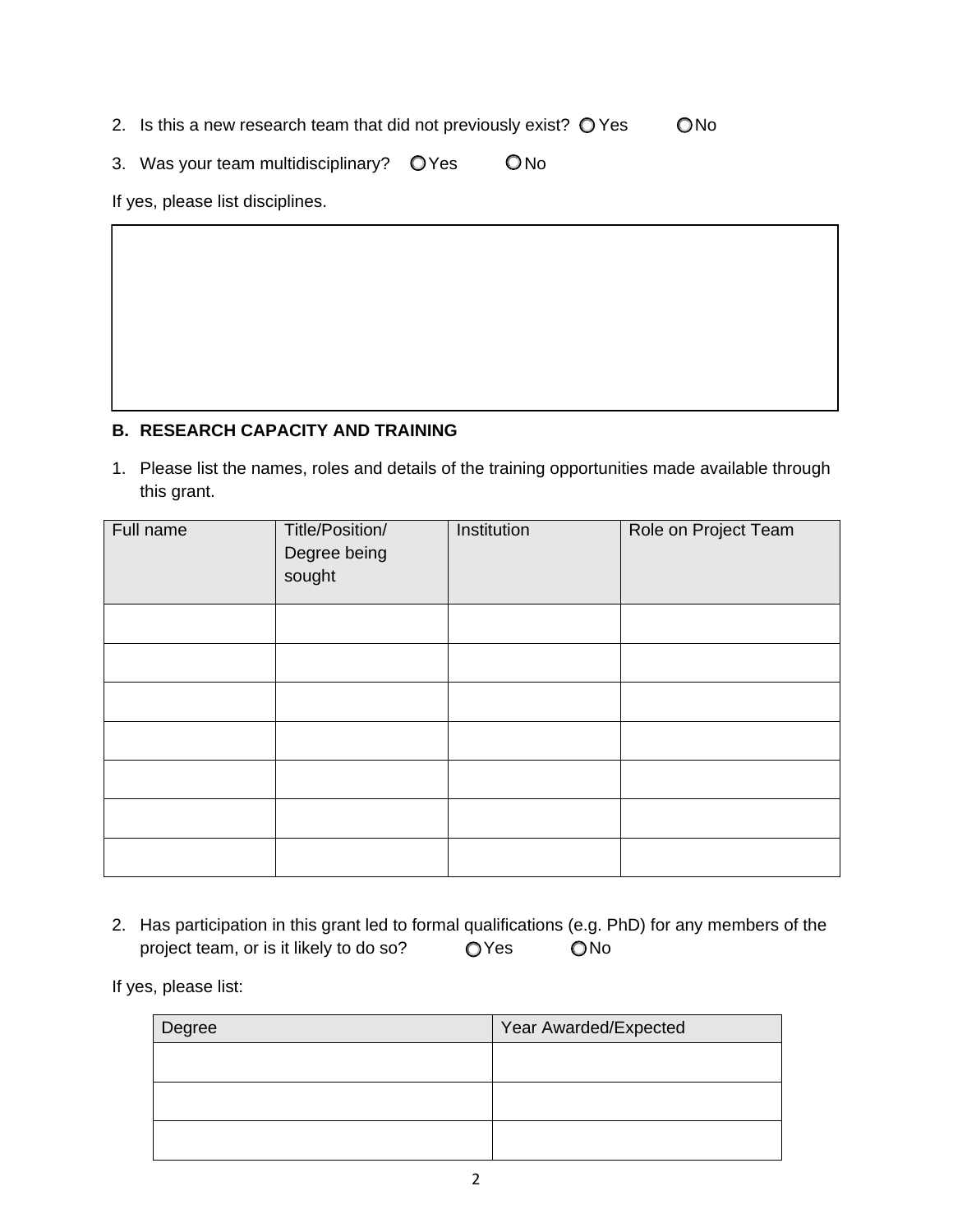2. Is this a new research team that did not previously exist? ○ Yes ○ No

3. Was your team multidisciplinary? ○ Yes ○ No

If yes, please list disciplines.

| |
|---|
| |

**B. RESEARCH CAPACITY AND TRAINING**

1. Please list the names, roles and details of the training opportunities made available through this grant.

| Full name | Title/Position/ Degree being sought | Institution | Role on Project Team |
|---|---|---|---|
| | | | |
| | | | |
| | | | |
| | | | |
| | | | |
| | | | |
| | | | |

2. Has participation in this grant led to formal qualifications (e.g. PhD) for any members of the project team, or is it likely to do so? ○ Yes ○ No

If yes, please list:

| Degree | Year Awarded/Expected |
|---|---|
| | |
| | |
| | |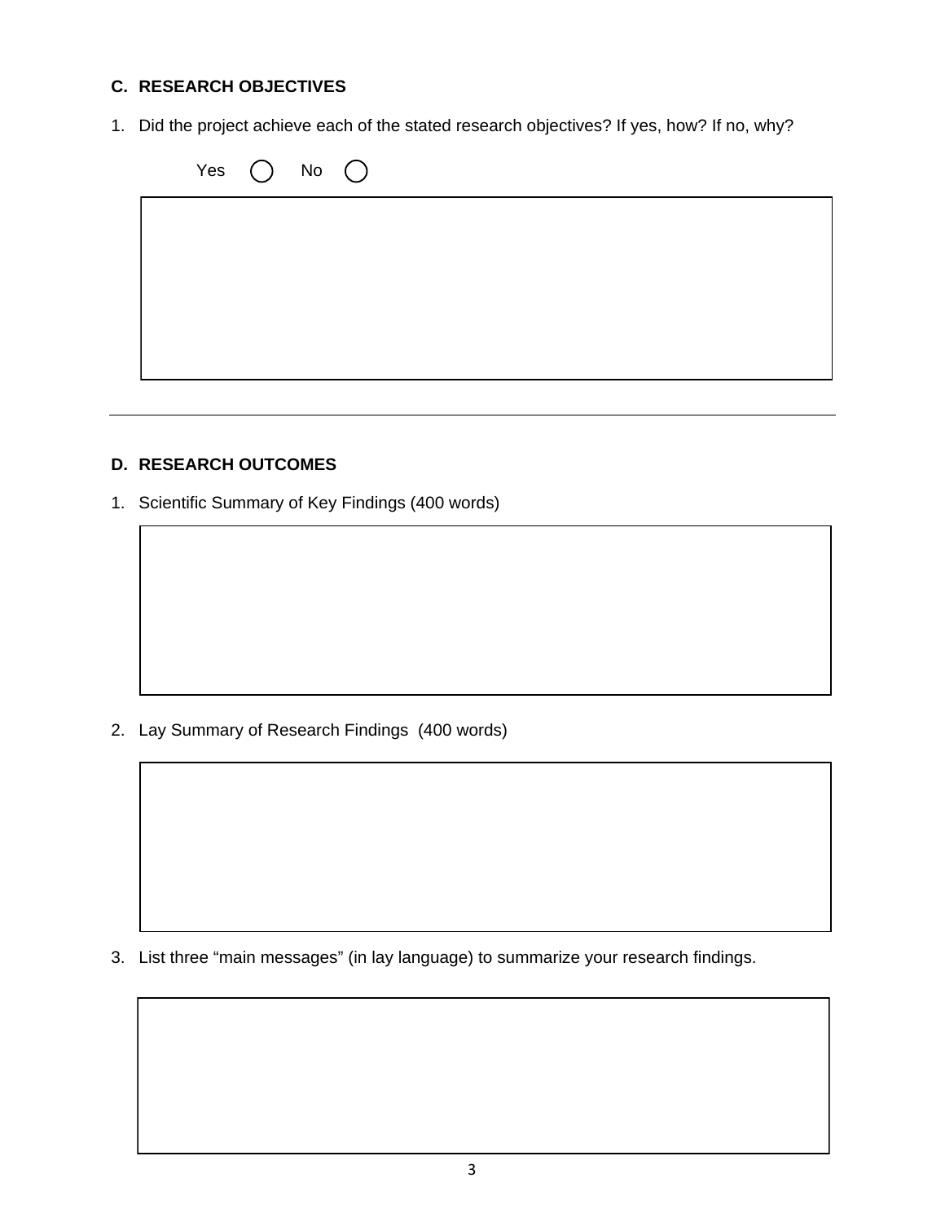### C. RESEARCH OBJECTIVES

1. Did the project achieve each of the stated research objectives? If yes, how? If no, why?

   Yes ◯ No ◯

---

### D. RESEARCH OUTCOMES

1. Scientific Summary of Key Findings (400 words)

2. Lay Summary of Research Findings (400 words)

3. List three “main messages” (in lay language) to summarize your research findings.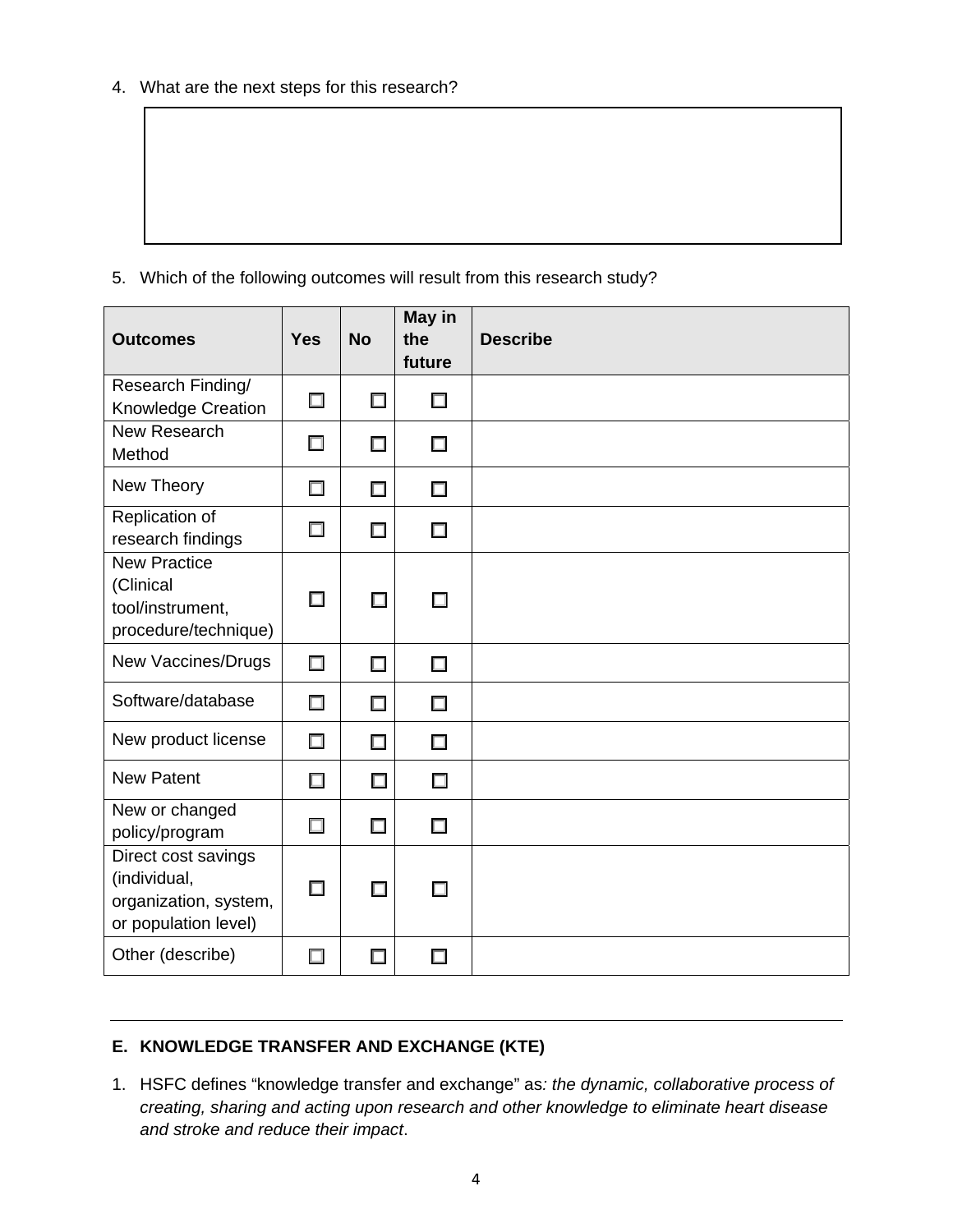4. What are the next steps for this research?

|  |
|---|
|  |

5. Which of the following outcomes will result from this research study?

| Outcomes | Yes | No | May in the future | Describe |
|---|---|---|---|---|
| Research Finding/ Knowledge Creation | ☐ | ☐ | ☐ | |
| New Research Method | ☐ | ☐ | ☐ | |
| New Theory | ☐ | ☐ | ☐ | |
| Replication of research findings | ☐ | ☐ | ☐ | |
| New Practice (Clinical tool/instrument, procedure/technique) | ☐ | ☐ | ☐ | |
| New Vaccines/Drugs | ☐ | ☐ | ☐ | |
| Software/database | ☐ | ☐ | ☐ | |
| New product license | ☐ | ☐ | ☐ | |
| New Patent | ☐ | ☐ | ☐ | |
| New or changed policy/program | ☐ | ☐ | ☐ | |
| Direct cost savings (individual, organization, system, or population level) | ☐ | ☐ | ☐ | |
| Other (describe) | ☐ | ☐ | ☐ | |

---

## E. KNOWLEDGE TRANSFER AND EXCHANGE (KTE)

1. HSFC defines "knowledge transfer and exchange" as*: the dynamic, collaborative process of creating, sharing and acting upon research and other knowledge to eliminate heart disease and stroke and reduce their impact*.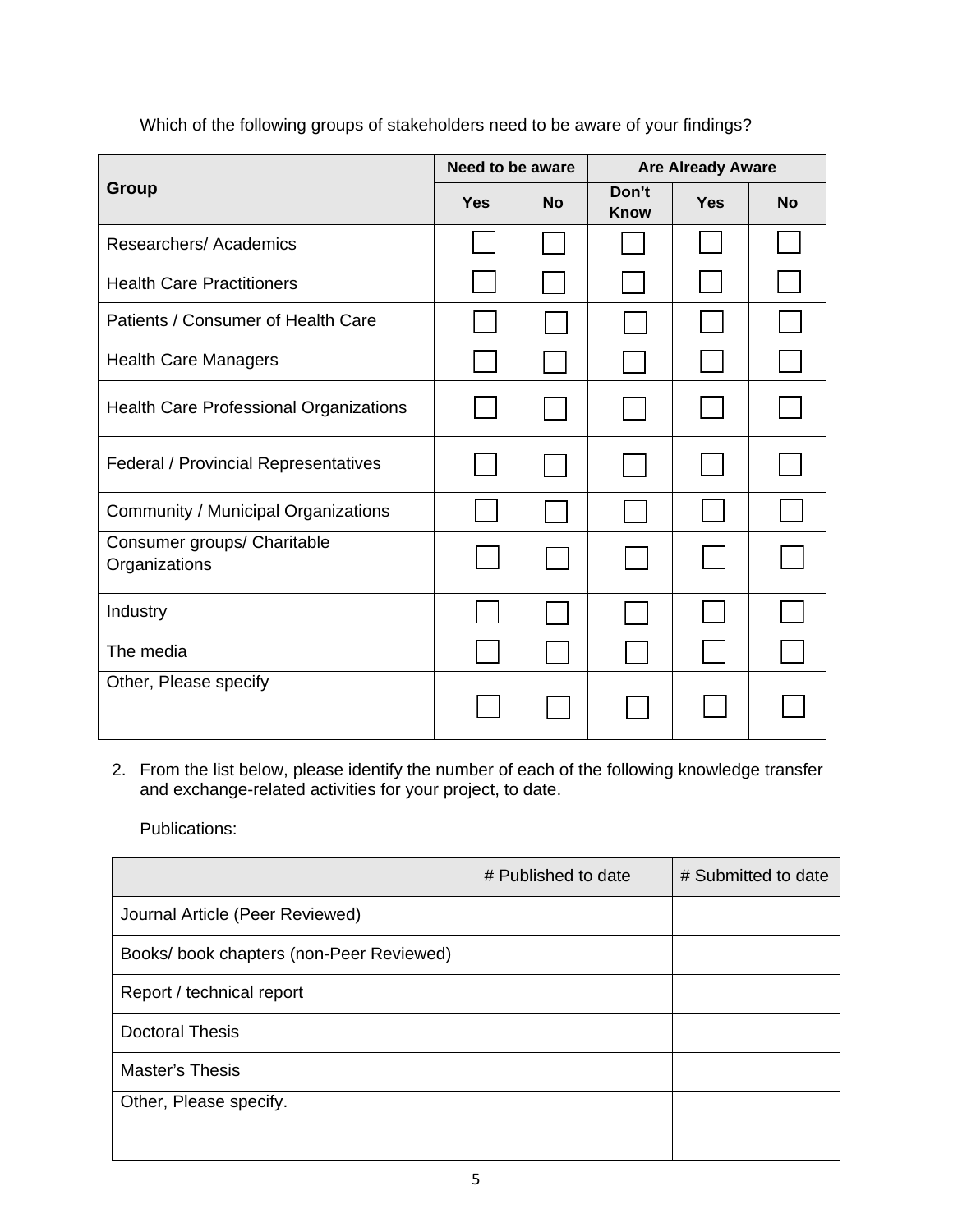Which of the following groups of stakeholders need to be aware of your findings?

| Group | Need to be aware | | Are Already Aware | | |
|---|---|---|---|---|---|
| | Yes | No | Don't Know | Yes | No |
| Researchers/ Academics | ☐ | ☐ | ☐ | ☐ | ☐ |
| Health Care Practitioners | ☐ | ☐ | ☐ | ☐ | ☐ |
| Patients / Consumer of Health Care | ☐ | ☐ | ☐ | ☐ | ☐ |
| Health Care Managers | ☐ | ☐ | ☐ | ☐ | ☐ |
| Health Care Professional Organizations | ☐ | ☐ | ☐ | ☐ | ☐ |
| Federal / Provincial Representatives | ☐ | ☐ | ☐ | ☐ | ☐ |
| Community / Municipal Organizations | ☐ | ☐ | ☐ | ☐ | ☐ |
| Consumer groups/ Charitable Organizations | ☐ | ☐ | ☐ | ☐ | ☐ |
| Industry | ☐ | ☐ | ☐ | ☐ | ☐ |
| The media | ☐ | ☐ | ☐ | ☐ | ☐ |
| Other, Please specify | ☐ | ☐ | ☐ | ☐ | ☐ |

2. From the list below, please identify the number of each of the following knowledge transfer and exchange-related activities for your project, to date.

   Publications:

| | # Published to date | # Submitted to date |
|---|---|---|
| Journal Article (Peer Reviewed) | | |
| Books/ book chapters (non-Peer Reviewed) | | |
| Report / technical report | | |
| Doctoral Thesis | | |
| Master's Thesis | | |
| Other, Please specify. | | |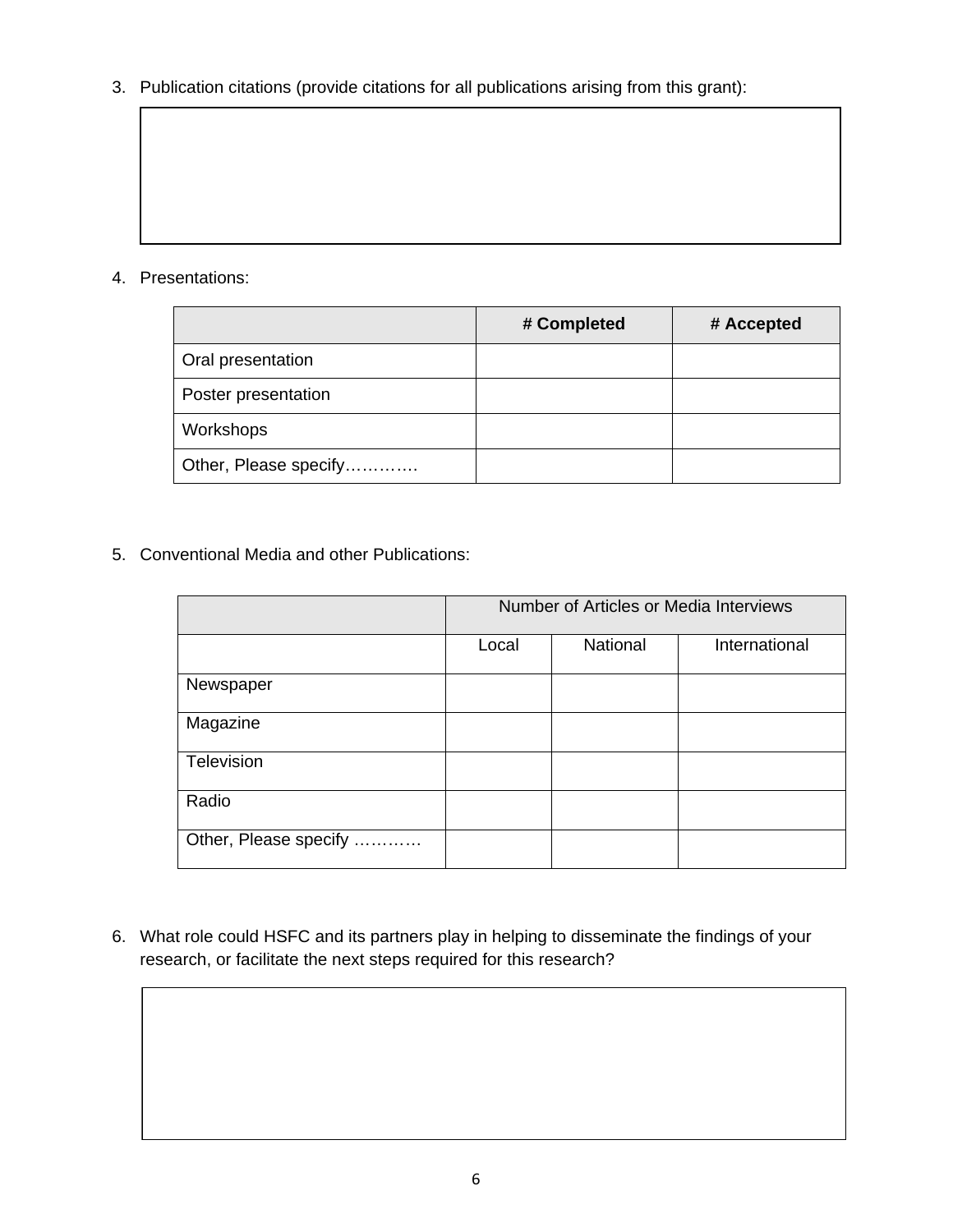3. Publication citations (provide citations for all publications arising from this grant):

4. Presentations:

| | **# Completed** | **# Accepted** |
|---|---|---|
| Oral presentation | | |
| Poster presentation | | |
| Workshops | | |
| Other, Please specify…………. | | |

5. Conventional Media and other Publications:

| | Number of Articles or Media Interviews | | |
|---|---|---|---|
| | Local | National | International |
| Newspaper | | | |
| Magazine | | | |
| Television | | | |
| Radio | | | |
| Other, Please specify ………… | | | |

6. What role could HSFC and its partners play in helping to disseminate the findings of your research, or facilitate the next steps required for this research?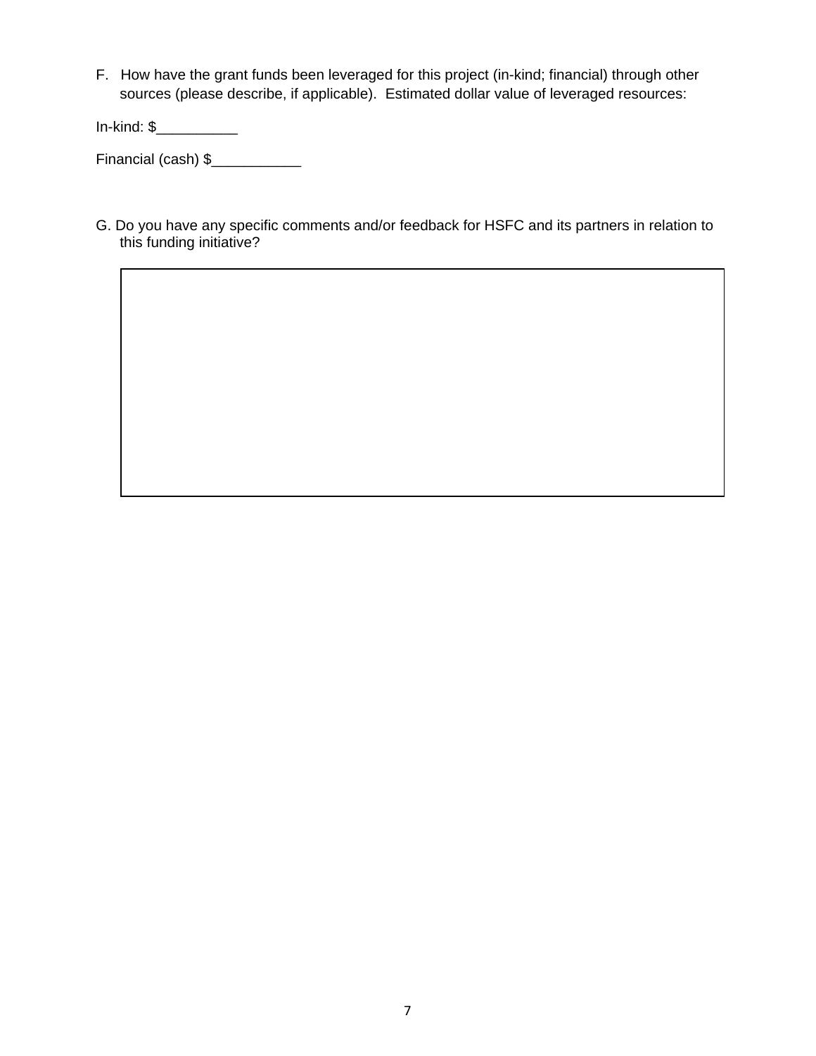F. How have the grant funds been leveraged for this project (in-kind; financial) through other sources (please describe, if applicable). Estimated dollar value of leveraged resources:

In-kind: $__________

Financial (cash) $___________

G. Do you have any specific comments and/or feedback for HSFC and its partners in relation to this funding initiative?

| |
|---|
| |